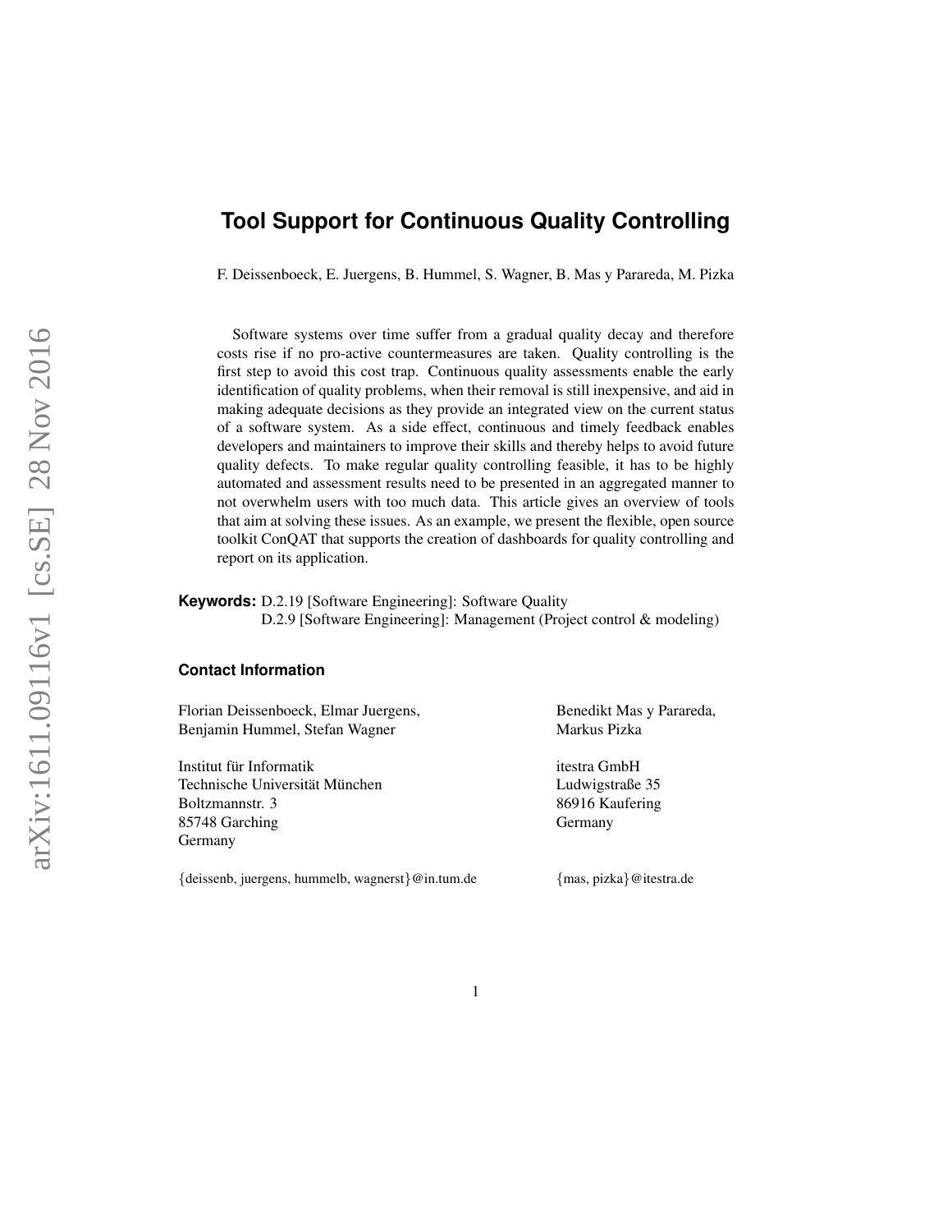# Tool Support for Continuous Quality Controlling

F. Deissenboeck, E. Juergens, B. Hummel, S. Wagner, B. Mas y Parareda, M. Pizka

Software systems over time suffer from a gradual quality decay and therefore costs rise if no pro-active countermeasures are taken. Quality controlling is the first step to avoid this cost trap. Continuous quality assessments enable the early identification of quality problems, when their removal is still inexpensive, and aid in making adequate decisions as they provide an integrated view on the current status of a software system. As a side effect, continuous and timely feedback enables developers and maintainers to improve their skills and thereby helps to avoid future quality defects. To make regular quality controlling feasible, it has to be highly automated and assessment results need to be presented in an aggregated manner to not overwhelm users with too much data. This article gives an overview of tools that aim at solving these issues. As an example, we present the flexible, open source toolkit ConQAT that supports the creation of dashboards for quality controlling and report on its application.

**Keywords:** D.2.19 [Software Engineering]: Software Quality
D.2.9 [Software Engineering]: Management (Project control & modeling)

#### Contact Information

Florian Deissenboeck, Elmar Juergens,
Benjamin Hummel, Stefan Wagner

Institut für Informatik
Technische Universität München
Boltzmannstr. 3
85748 Garching
Germany

{deissenb, juergens, hummelb, wagnerst}@in.tum.de

Benedikt Mas y Parareda,
Markus Pizka

itestra GmbH
Ludwigstraße 35
86916 Kaufering
Germany

{mas, pizka}@itestra.de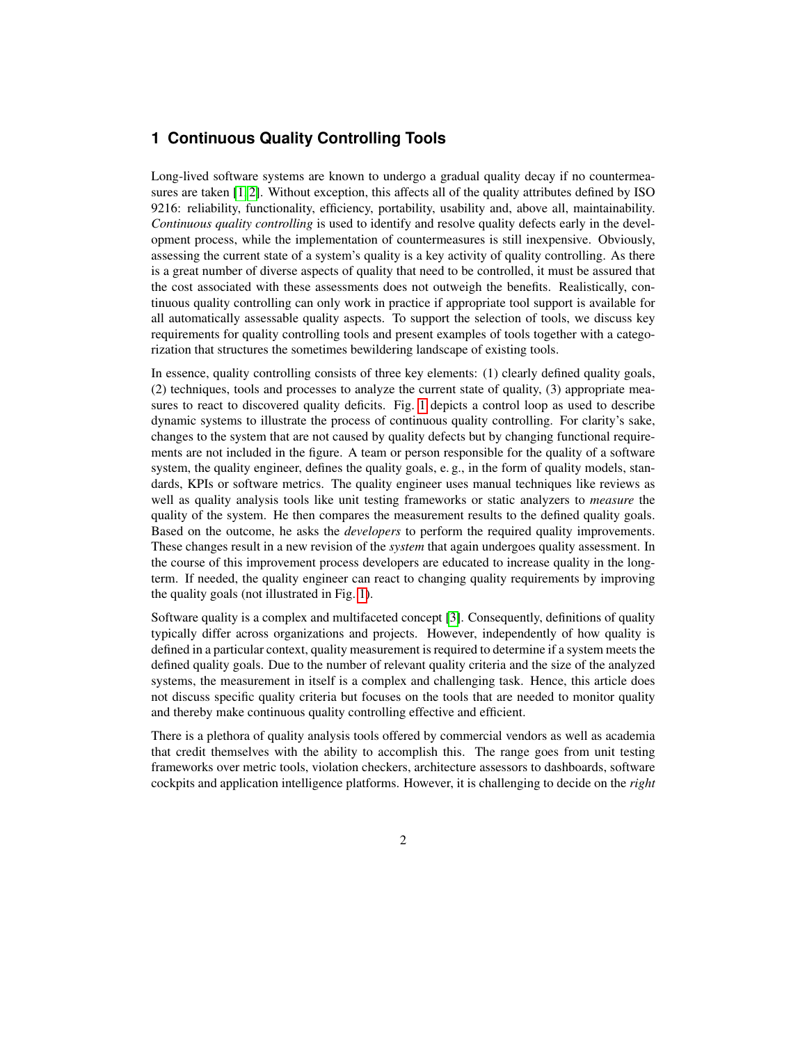## 1 Continuous Quality Controlling Tools

Long-lived software systems are known to undergo a gradual quality decay if no countermeasures are taken [1, 2]. Without exception, this affects all of the quality attributes defined by ISO 9216: reliability, functionality, efficiency, portability, usability and, above all, maintainability. *Continuous quality controlling* is used to identify and resolve quality defects early in the development process, while the implementation of countermeasures is still inexpensive. Obviously, assessing the current state of a system's quality is a key activity of quality controlling. As there is a great number of diverse aspects of quality that need to be controlled, it must be assured that the cost associated with these assessments does not outweigh the benefits. Realistically, continuous quality controlling can only work in practice if appropriate tool support is available for all automatically assessable quality aspects. To support the selection of tools, we discuss key requirements for quality controlling tools and present examples of tools together with a categorization that structures the sometimes bewildering landscape of existing tools.

In essence, quality controlling consists of three key elements: (1) clearly defined quality goals, (2) techniques, tools and processes to analyze the current state of quality, (3) appropriate measures to react to discovered quality deficits. Fig. 1 depicts a control loop as used to describe dynamic systems to illustrate the process of continuous quality controlling. For clarity's sake, changes to the system that are not caused by quality defects but by changing functional requirements are not included in the figure. A team or person responsible for the quality of a software system, the quality engineer, defines the quality goals, e. g., in the form of quality models, standards, KPIs or software metrics. The quality engineer uses manual techniques like reviews as well as quality analysis tools like unit testing frameworks or static analyzers to *measure* the quality of the system. He then compares the measurement results to the defined quality goals. Based on the outcome, he asks the *developers* to perform the required quality improvements. These changes result in a new revision of the *system* that again undergoes quality assessment. In the course of this improvement process developers are educated to increase quality in the long-term. If needed, the quality engineer can react to changing quality requirements by improving the quality goals (not illustrated in Fig. 1).

Software quality is a complex and multifaceted concept [3]. Consequently, definitions of quality typically differ across organizations and projects. However, independently of how quality is defined in a particular context, quality measurement is required to determine if a system meets the defined quality goals. Due to the number of relevant quality criteria and the size of the analyzed systems, the measurement in itself is a complex and challenging task. Hence, this article does not discuss specific quality criteria but focuses on the tools that are needed to monitor quality and thereby make continuous quality controlling effective and efficient.

There is a plethora of quality analysis tools offered by commercial vendors as well as academia that credit themselves with the ability to accomplish this. The range goes from unit testing frameworks over metric tools, violation checkers, architecture assessors to dashboards, software cockpits and application intelligence platforms. However, it is challenging to decide on the *right*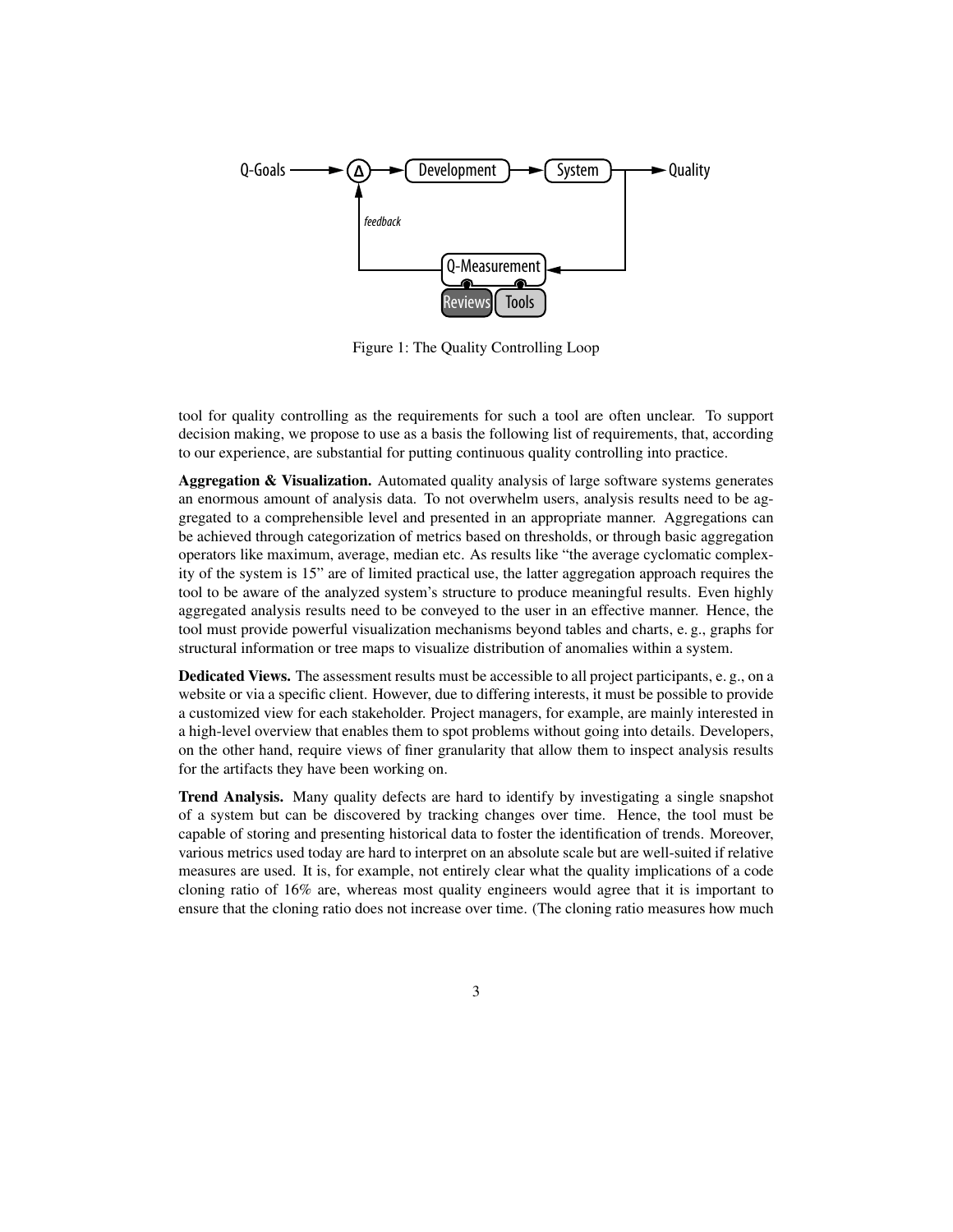Figure 1: The Quality Controlling Loop

tool for quality controlling as the requirements for such a tool are often unclear. To support decision making, we propose to use as a basis the following list of requirements, that, according to our experience, are substantial for putting continuous quality controlling into practice.

**Aggregation & Visualization.** Automated quality analysis of large software systems generates an enormous amount of analysis data. To not overwhelm users, analysis results need to be aggregated to a comprehensible level and presented in an appropriate manner. Aggregations can be achieved through categorization of metrics based on thresholds, or through basic aggregation operators like maximum, average, median etc. As results like "the average cyclomatic complexity of the system is 15" are of limited practical use, the latter aggregation approach requires the tool to be aware of the analyzed system's structure to produce meaningful results. Even highly aggregated analysis results need to be conveyed to the user in an effective manner. Hence, the tool must provide powerful visualization mechanisms beyond tables and charts, e. g., graphs for structural information or tree maps to visualize distribution of anomalies within a system.

**Dedicated Views.** The assessment results must be accessible to all project participants, e. g., on a website or via a specific client. However, due to differing interests, it must be possible to provide a customized view for each stakeholder. Project managers, for example, are mainly interested in a high-level overview that enables them to spot problems without going into details. Developers, on the other hand, require views of finer granularity that allow them to inspect analysis results for the artifacts they have been working on.

**Trend Analysis.** Many quality defects are hard to identify by investigating a single snapshot of a system but can be discovered by tracking changes over time. Hence, the tool must be capable of storing and presenting historical data to foster the identification of trends. Moreover, various metrics used today are hard to interpret on an absolute scale but are well-suited if relative measures are used. It is, for example, not entirely clear what the quality implications of a code cloning ratio of 16% are, whereas most quality engineers would agree that it is important to ensure that the cloning ratio does not increase over time. (The cloning ratio measures how much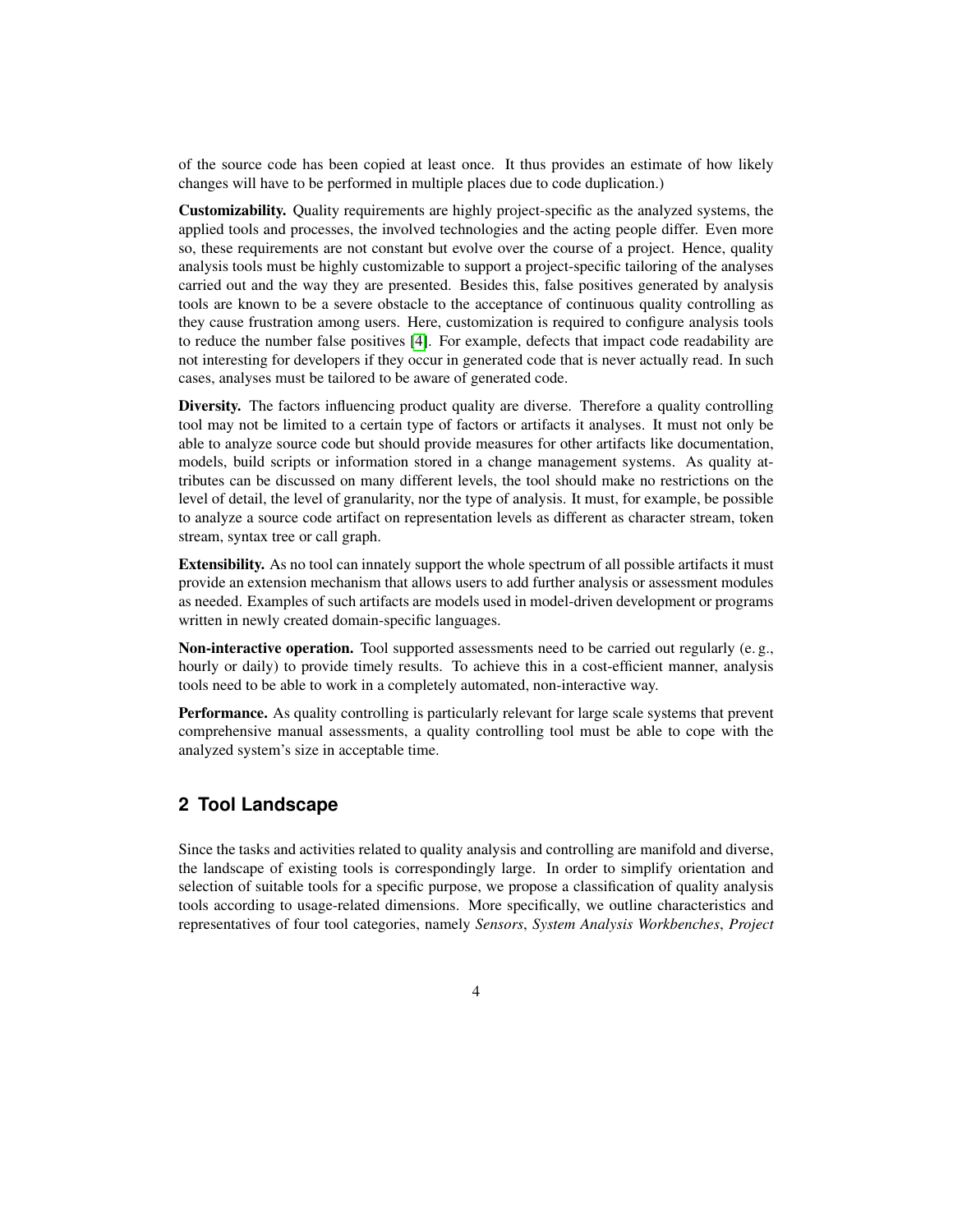of the source code has been copied at least once. It thus provides an estimate of how likely changes will have to be performed in multiple places due to code duplication.)

**Customizability.** Quality requirements are highly project-specific as the analyzed systems, the applied tools and processes, the involved technologies and the acting people differ. Even more so, these requirements are not constant but evolve over the course of a project. Hence, quality analysis tools must be highly customizable to support a project-specific tailoring of the analyses carried out and the way they are presented. Besides this, false positives generated by analysis tools are known to be a severe obstacle to the acceptance of continuous quality controlling as they cause frustration among users. Here, customization is required to configure analysis tools to reduce the number false positives [4]. For example, defects that impact code readability are not interesting for developers if they occur in generated code that is never actually read. In such cases, analyses must be tailored to be aware of generated code.

**Diversity.** The factors influencing product quality are diverse. Therefore a quality controlling tool may not be limited to a certain type of factors or artifacts it analyses. It must not only be able to analyze source code but should provide measures for other artifacts like documentation, models, build scripts or information stored in a change management systems. As quality attributes can be discussed on many different levels, the tool should make no restrictions on the level of detail, the level of granularity, nor the type of analysis. It must, for example, be possible to analyze a source code artifact on representation levels as different as character stream, token stream, syntax tree or call graph.

**Extensibility.** As no tool can innately support the whole spectrum of all possible artifacts it must provide an extension mechanism that allows users to add further analysis or assessment modules as needed. Examples of such artifacts are models used in model-driven development or programs written in newly created domain-specific languages.

**Non-interactive operation.** Tool supported assessments need to be carried out regularly (e. g., hourly or daily) to provide timely results. To achieve this in a cost-efficient manner, analysis tools need to be able to work in a completely automated, non-interactive way.

**Performance.** As quality controlling is particularly relevant for large scale systems that prevent comprehensive manual assessments, a quality controlling tool must be able to cope with the analyzed system's size in acceptable time.

## 2 Tool Landscape

Since the tasks and activities related to quality analysis and controlling are manifold and diverse, the landscape of existing tools is correspondingly large. In order to simplify orientation and selection of suitable tools for a specific purpose, we propose a classification of quality analysis tools according to usage-related dimensions. More specifically, we outline characteristics and representatives of four tool categories, namely *Sensors*, *System Analysis Workbenches*, *Project*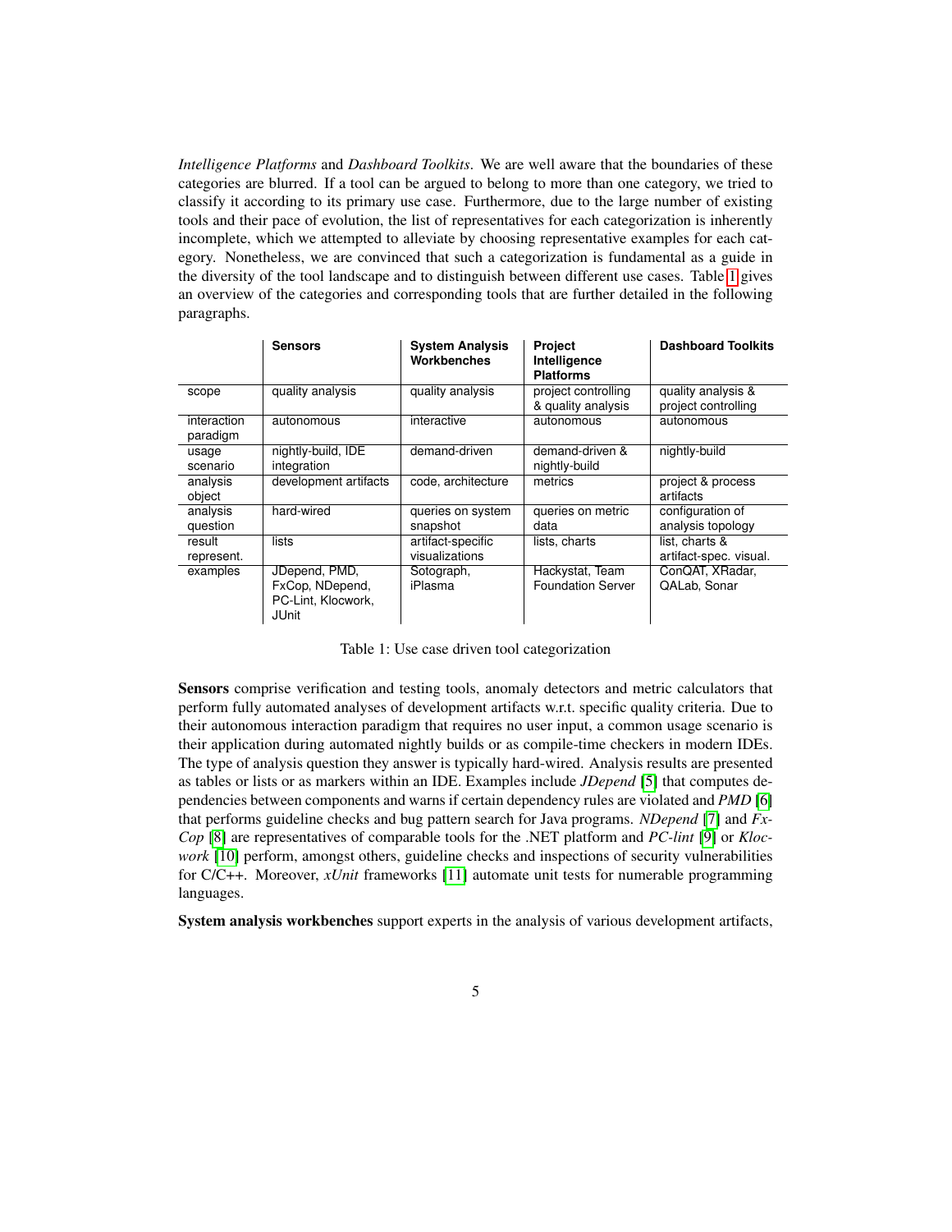*Intelligence Platforms* and *Dashboard Toolkits*. We are well aware that the boundaries of these categories are blurred. If a tool can be argued to belong to more than one category, we tried to classify it according to its primary use case. Furthermore, due to the large number of existing tools and their pace of evolution, the list of representatives for each categorization is inherently incomplete, which we attempted to alleviate by choosing representative examples for each category. Nonetheless, we are convinced that such a categorization is fundamental as a guide in the diversity of the tool landscape and to distinguish between different use cases. Table 1 gives an overview of the categories and corresponding tools that are further detailed in the following paragraphs.

| | **Sensors** | **System Analysis Workbenches** | **Project Intelligence Platforms** | **Dashboard Toolkits** |
|---|---|---|---|---|
| scope | quality analysis | quality analysis | project controlling & quality analysis | quality analysis & project controlling |
| interaction paradigm | autonomous | interactive | autonomous | autonomous |
| usage scenario | nightly-build, IDE integration | demand-driven | demand-driven & nightly-build | nightly-build |
| analysis object | development artifacts | code, architecture | metrics | project & process artifacts |
| analysis question | hard-wired | queries on system snapshot | queries on metric data | configuration of analysis topology |
| result represent. | lists | artifact-specific visualizations | lists, charts | list, charts & artifact-spec. visual. |
| examples | JDepend, PMD, FxCop, NDepend, PC-Lint, Klocwork, JUnit | Sotograph, iPlasma | Hackystat, Team Foundation Server | ConQAT, XRadar, QALab, Sonar |

Table 1: Use case driven tool categorization

**Sensors** comprise verification and testing tools, anomaly detectors and metric calculators that perform fully automated analyses of development artifacts w.r.t. specific quality criteria. Due to their autonomous interaction paradigm that requires no user input, a common usage scenario is their application during automated nightly builds or as compile-time checkers in modern IDEs. The type of analysis question they answer is typically hard-wired. Analysis results are presented as tables or lists or as markers within an IDE. Examples include *JDepend* [5] that computes dependencies between components and warns if certain dependency rules are violated and *PMD* [6] that performs guideline checks and bug pattern search for Java programs. *NDepend* [7] and *FxCop* [8] are representatives of comparable tools for the .NET platform and *PC-lint* [9] or *Klocwork* [10] perform, amongst others, guideline checks and inspections of security vulnerabilities for C/C++. Moreover, *xUnit* frameworks [11] automate unit tests for numerable programming languages.

**System analysis workbenches** support experts in the analysis of various development artifacts,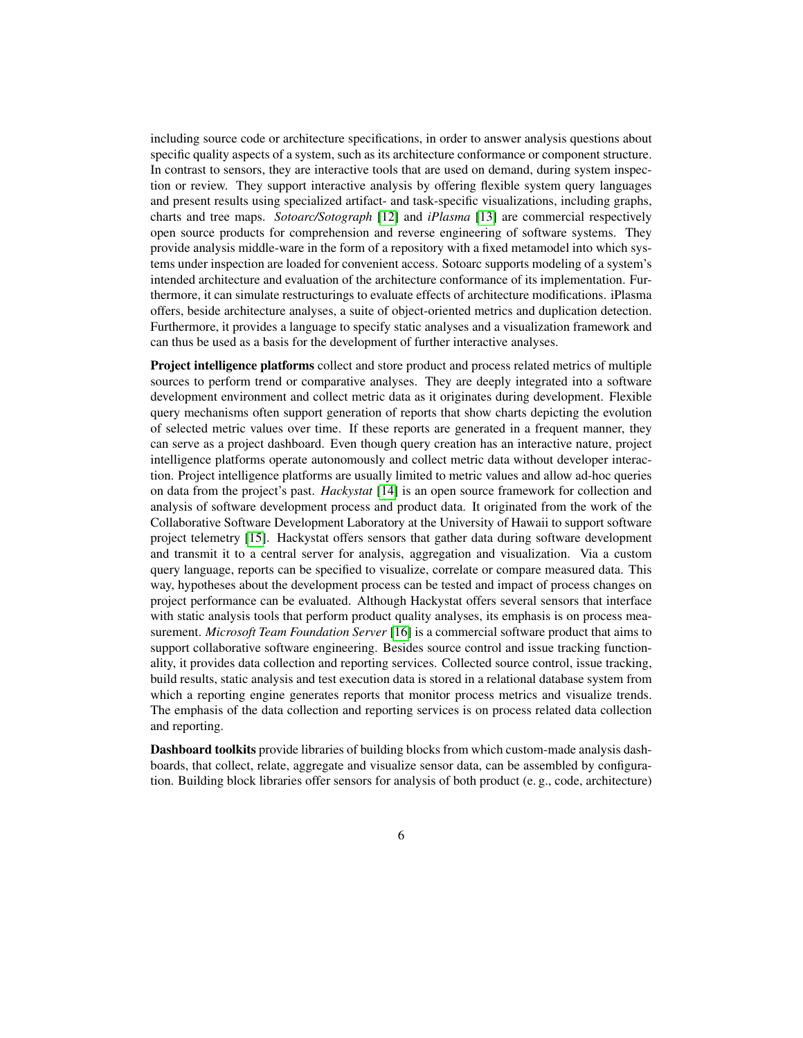including source code or architecture specifications, in order to answer analysis questions about specific quality aspects of a system, such as its architecture conformance or component structure. In contrast to sensors, they are interactive tools that are used on demand, during system inspection or review. They support interactive analysis by offering flexible system query languages and present results using specialized artifact- and task-specific visualizations, including graphs, charts and tree maps. *Sotoarc/Sotograph* [12] and *iPlasma* [13] are commercial respectively open source products for comprehension and reverse engineering of software systems. They provide analysis middle-ware in the form of a repository with a fixed metamodel into which systems under inspection are loaded for convenient access. Sotoarc supports modeling of a system's intended architecture and evaluation of the architecture conformance of its implementation. Furthermore, it can simulate restructurings to evaluate effects of architecture modifications. iPlasma offers, beside architecture analyses, a suite of object-oriented metrics and duplication detection. Furthermore, it provides a language to specify static analyses and a visualization framework and can thus be used as a basis for the development of further interactive analyses.

**Project intelligence platforms** collect and store product and process related metrics of multiple sources to perform trend or comparative analyses. They are deeply integrated into a software development environment and collect metric data as it originates during development. Flexible query mechanisms often support generation of reports that show charts depicting the evolution of selected metric values over time. If these reports are generated in a frequent manner, they can serve as a project dashboard. Even though query creation has an interactive nature, project intelligence platforms operate autonomously and collect metric data without developer interaction. Project intelligence platforms are usually limited to metric values and allow ad-hoc queries on data from the project's past. *Hackystat* [14] is an open source framework for collection and analysis of software development process and product data. It originated from the work of the Collaborative Software Development Laboratory at the University of Hawaii to support software project telemetry [15]. Hackystat offers sensors that gather data during software development and transmit it to a central server for analysis, aggregation and visualization. Via a custom query language, reports can be specified to visualize, correlate or compare measured data. This way, hypotheses about the development process can be tested and impact of process changes on project performance can be evaluated. Although Hackystat offers several sensors that interface with static analysis tools that perform product quality analyses, its emphasis is on process measurement. *Microsoft Team Foundation Server* [16] is a commercial software product that aims to support collaborative software engineering. Besides source control and issue tracking functionality, it provides data collection and reporting services. Collected source control, issue tracking, build results, static analysis and test execution data is stored in a relational database system from which a reporting engine generates reports that monitor process metrics and visualize trends. The emphasis of the data collection and reporting services is on process related data collection and reporting.

**Dashboard toolkits** provide libraries of building blocks from which custom-made analysis dashboards, that collect, relate, aggregate and visualize sensor data, can be assembled by configuration. Building block libraries offer sensors for analysis of both product (e. g., code, architecture)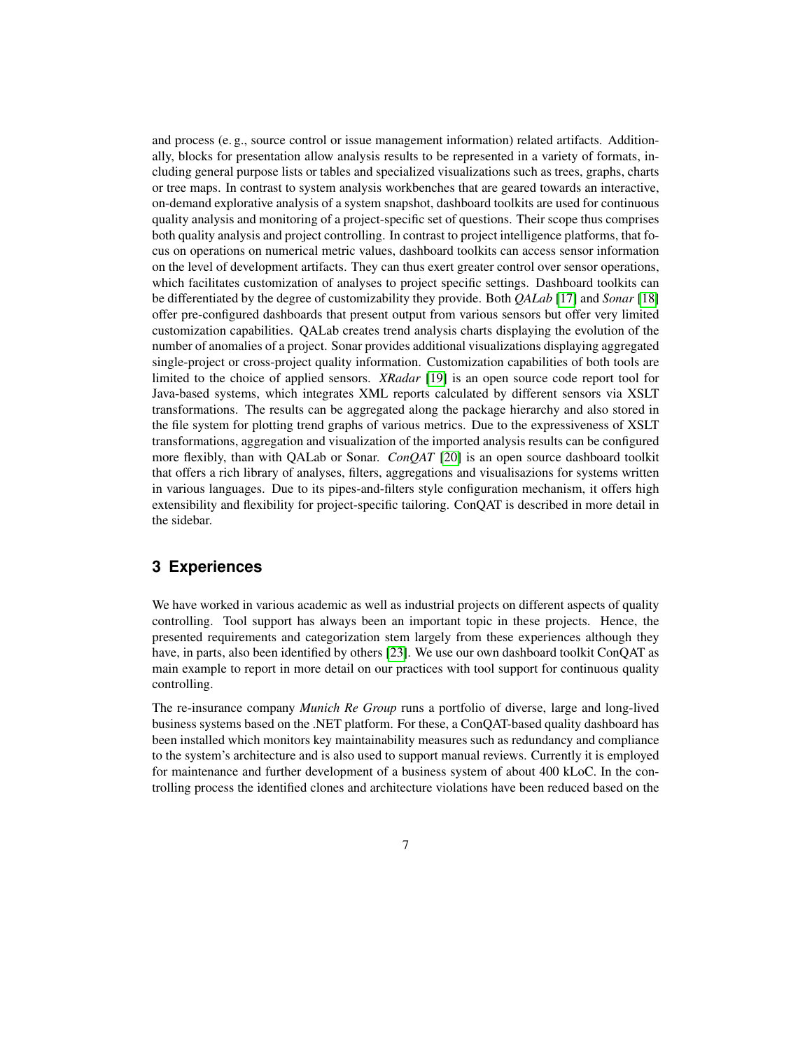and process (e. g., source control or issue management information) related artifacts. Additionally, blocks for presentation allow analysis results to be represented in a variety of formats, including general purpose lists or tables and specialized visualizations such as trees, graphs, charts or tree maps. In contrast to system analysis workbenches that are geared towards an interactive, on-demand explorative analysis of a system snapshot, dashboard toolkits are used for continuous quality analysis and monitoring of a project-specific set of questions. Their scope thus comprises both quality analysis and project controlling. In contrast to project intelligence platforms, that focus on operations on numerical metric values, dashboard toolkits can access sensor information on the level of development artifacts. They can thus exert greater control over sensor operations, which facilitates customization of analyses to project specific settings. Dashboard toolkits can be differentiated by the degree of customizability they provide. Both *QALab* [17] and *Sonar* [18] offer pre-configured dashboards that present output from various sensors but offer very limited customization capabilities. QALab creates trend analysis charts displaying the evolution of the number of anomalies of a project. Sonar provides additional visualizations displaying aggregated single-project or cross-project quality information. Customization capabilities of both tools are limited to the choice of applied sensors. *XRadar* [19] is an open source code report tool for Java-based systems, which integrates XML reports calculated by different sensors via XSLT transformations. The results can be aggregated along the package hierarchy and also stored in the file system for plotting trend graphs of various metrics. Due to the expressiveness of XSLT transformations, aggregation and visualization of the imported analysis results can be configured more flexibly, than with QALab or Sonar. *ConQAT* [20] is an open source dashboard toolkit that offers a rich library of analyses, filters, aggregations and visualisazions for systems written in various languages. Due to its pipes-and-filters style configuration mechanism, it offers high extensibility and flexibility for project-specific tailoring. ConQAT is described in more detail in the sidebar.

## 3 Experiences

We have worked in various academic as well as industrial projects on different aspects of quality controlling. Tool support has always been an important topic in these projects. Hence, the presented requirements and categorization stem largely from these experiences although they have, in parts, also been identified by others [23]. We use our own dashboard toolkit ConQAT as main example to report in more detail on our practices with tool support for continuous quality controlling.

The re-insurance company *Munich Re Group* runs a portfolio of diverse, large and long-lived business systems based on the .NET platform. For these, a ConQAT-based quality dashboard has been installed which monitors key maintainability measures such as redundancy and compliance to the system's architecture and is also used to support manual reviews. Currently it is employed for maintenance and further development of a business system of about 400 kLoC. In the controlling process the identified clones and architecture violations have been reduced based on the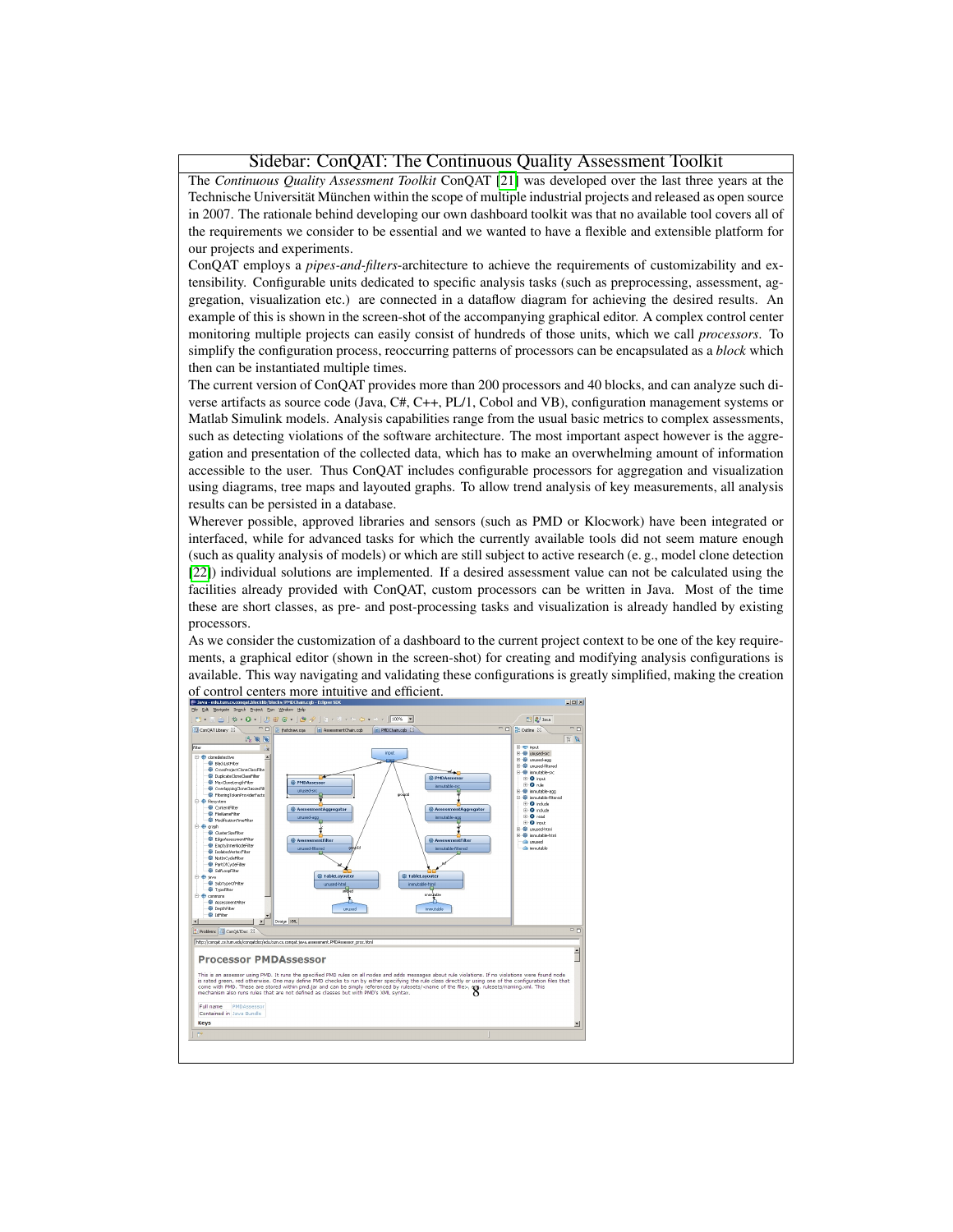## Sidebar: ConQAT: The Continuous Quality Assessment Toolkit

The *Continuous Quality Assessment Toolkit* ConQAT [21] was developed over the last three years at the Technische Universität München within the scope of multiple industrial projects and released as open source in 2007. The rationale behind developing our own dashboard toolkit was that no available tool covers all of the requirements we consider to be essential and we wanted to have a flexible and extensible platform for our projects and experiments.

ConQAT employs a *pipes-and-filters*-architecture to achieve the requirements of customizability and extensibility. Configurable units dedicated to specific analysis tasks (such as preprocessing, assessment, aggregation, visualization etc.) are connected in a dataflow diagram for achieving the desired results. An example of this is shown in the screen-shot of the accompanying graphical editor. A complex control center monitoring multiple projects can easily consist of hundreds of those units, which we call *processors*. To simplify the configuration process, reoccurring patterns of processors can be encapsulated as a *block* which then can be instantiated multiple times.

The current version of ConQAT provides more than 200 processors and 40 blocks, and can analyze such diverse artifacts as source code (Java, C#, C++, PL/1, Cobol and VB), configuration management systems or Matlab Simulink models. Analysis capabilities range from the usual basic metrics to complex assessments, such as detecting violations of the software architecture. The most important aspect however is the aggregation and presentation of the collected data, which has to make an overwhelming amount of information accessible to the user. Thus ConQAT includes configurable processors for aggregation and visualization using diagrams, tree maps and layouted graphs. To allow trend analysis of key measurements, all analysis results can be persisted in a database.

Wherever possible, approved libraries and sensors (such as PMD or Klocwork) have been integrated or interfaced, while for advanced tasks for which the currently available tools did not seem mature enough (such as quality analysis of models) or which are still subject to active research (e. g., model clone detection [22]) individual solutions are implemented. If a desired assessment value can not be calculated using the facilities already provided with ConQAT, custom processors can be written in Java. Most of the time these are short classes, as pre- and post-processing tasks and visualization is already handled by existing processors.

As we consider the customization of a dashboard to the current project context to be one of the key requirements, a graphical editor (shown in the screen-shot) for creating and modifying analysis configurations is available. This way navigating and validating these configurations is greatly simplified, making the creation of control centers more intuitive and efficient.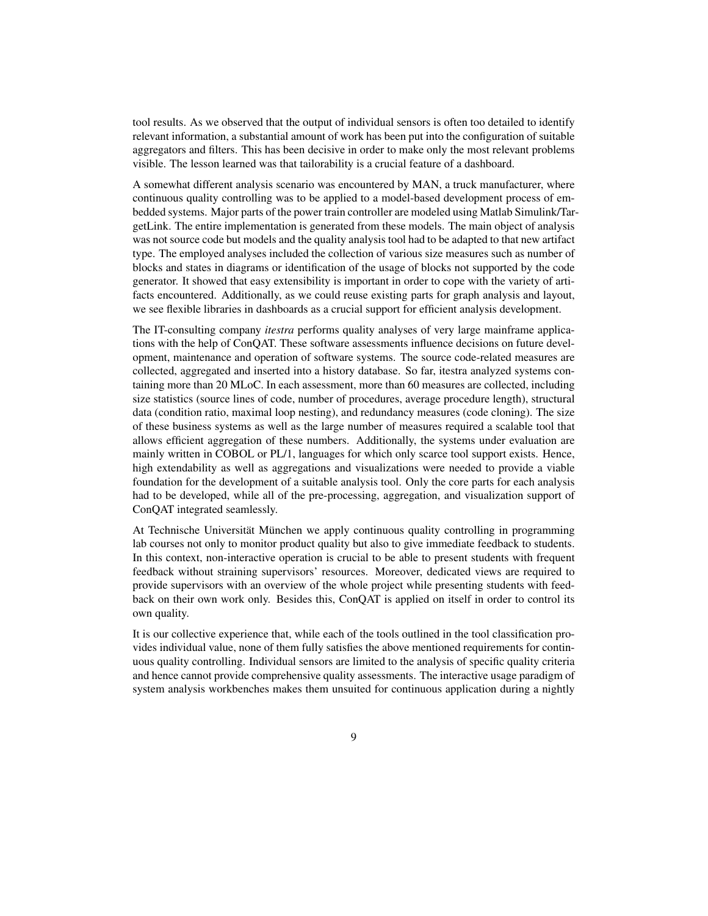tool results. As we observed that the output of individual sensors is often too detailed to identify relevant information, a substantial amount of work has been put into the configuration of suitable aggregators and filters. This has been decisive in order to make only the most relevant problems visible. The lesson learned was that tailorability is a crucial feature of a dashboard.

A somewhat different analysis scenario was encountered by MAN, a truck manufacturer, where continuous quality controlling was to be applied to a model-based development process of embedded systems. Major parts of the power train controller are modeled using Matlab Simulink/TargetLink. The entire implementation is generated from these models. The main object of analysis was not source code but models and the quality analysis tool had to be adapted to that new artifact type. The employed analyses included the collection of various size measures such as number of blocks and states in diagrams or identification of the usage of blocks not supported by the code generator. It showed that easy extensibility is important in order to cope with the variety of artifacts encountered. Additionally, as we could reuse existing parts for graph analysis and layout, we see flexible libraries in dashboards as a crucial support for efficient analysis development.

The IT-consulting company *itestra* performs quality analyses of very large mainframe applications with the help of ConQAT. These software assessments influence decisions on future development, maintenance and operation of software systems. The source code-related measures are collected, aggregated and inserted into a history database. So far, itestra analyzed systems containing more than 20 MLoC. In each assessment, more than 60 measures are collected, including size statistics (source lines of code, number of procedures, average procedure length), structural data (condition ratio, maximal loop nesting), and redundancy measures (code cloning). The size of these business systems as well as the large number of measures required a scalable tool that allows efficient aggregation of these numbers. Additionally, the systems under evaluation are mainly written in COBOL or PL/1, languages for which only scarce tool support exists. Hence, high extendability as well as aggregations and visualizations were needed to provide a viable foundation for the development of a suitable analysis tool. Only the core parts for each analysis had to be developed, while all of the pre-processing, aggregation, and visualization support of ConQAT integrated seamlessly.

At Technische Universität München we apply continuous quality controlling in programming lab courses not only to monitor product quality but also to give immediate feedback to students. In this context, non-interactive operation is crucial to be able to present students with frequent feedback without straining supervisors' resources. Moreover, dedicated views are required to provide supervisors with an overview of the whole project while presenting students with feedback on their own work only. Besides this, ConQAT is applied on itself in order to control its own quality.

It is our collective experience that, while each of the tools outlined in the tool classification provides individual value, none of them fully satisfies the above mentioned requirements for continuous quality controlling. Individual sensors are limited to the analysis of specific quality criteria and hence cannot provide comprehensive quality assessments. The interactive usage paradigm of system analysis workbenches makes them unsuited for continuous application during a nightly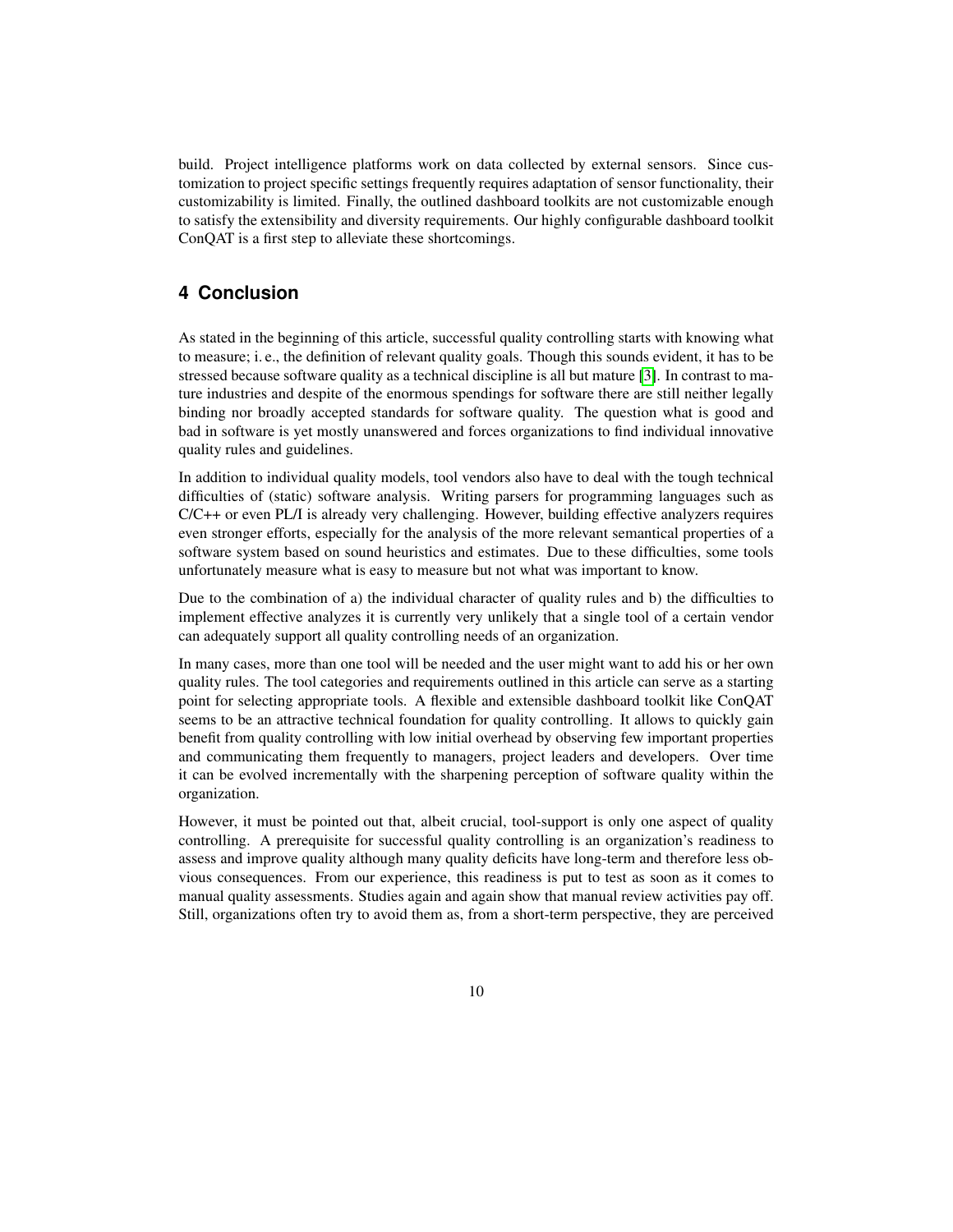build. Project intelligence platforms work on data collected by external sensors. Since customization to project specific settings frequently requires adaptation of sensor functionality, their customizability is limited. Finally, the outlined dashboard toolkits are not customizable enough to satisfy the extensibility and diversity requirements. Our highly configurable dashboard toolkit ConQAT is a first step to alleviate these shortcomings.

## 4 Conclusion

As stated in the beginning of this article, successful quality controlling starts with knowing what to measure; i. e., the definition of relevant quality goals. Though this sounds evident, it has to be stressed because software quality as a technical discipline is all but mature [3]. In contrast to mature industries and despite of the enormous spendings for software there are still neither legally binding nor broadly accepted standards for software quality. The question what is good and bad in software is yet mostly unanswered and forces organizations to find individual innovative quality rules and guidelines.

In addition to individual quality models, tool vendors also have to deal with the tough technical difficulties of (static) software analysis. Writing parsers for programming languages such as C/C++ or even PL/I is already very challenging. However, building effective analyzers requires even stronger efforts, especially for the analysis of the more relevant semantical properties of a software system based on sound heuristics and estimates. Due to these difficulties, some tools unfortunately measure what is easy to measure but not what was important to know.

Due to the combination of a) the individual character of quality rules and b) the difficulties to implement effective analyzes it is currently very unlikely that a single tool of a certain vendor can adequately support all quality controlling needs of an organization.

In many cases, more than one tool will be needed and the user might want to add his or her own quality rules. The tool categories and requirements outlined in this article can serve as a starting point for selecting appropriate tools. A flexible and extensible dashboard toolkit like ConQAT seems to be an attractive technical foundation for quality controlling. It allows to quickly gain benefit from quality controlling with low initial overhead by observing few important properties and communicating them frequently to managers, project leaders and developers. Over time it can be evolved incrementally with the sharpening perception of software quality within the organization.

However, it must be pointed out that, albeit crucial, tool-support is only one aspect of quality controlling. A prerequisite for successful quality controlling is an organization's readiness to assess and improve quality although many quality deficits have long-term and therefore less obvious consequences. From our experience, this readiness is put to test as soon as it comes to manual quality assessments. Studies again and again show that manual review activities pay off. Still, organizations often try to avoid them as, from a short-term perspective, they are perceived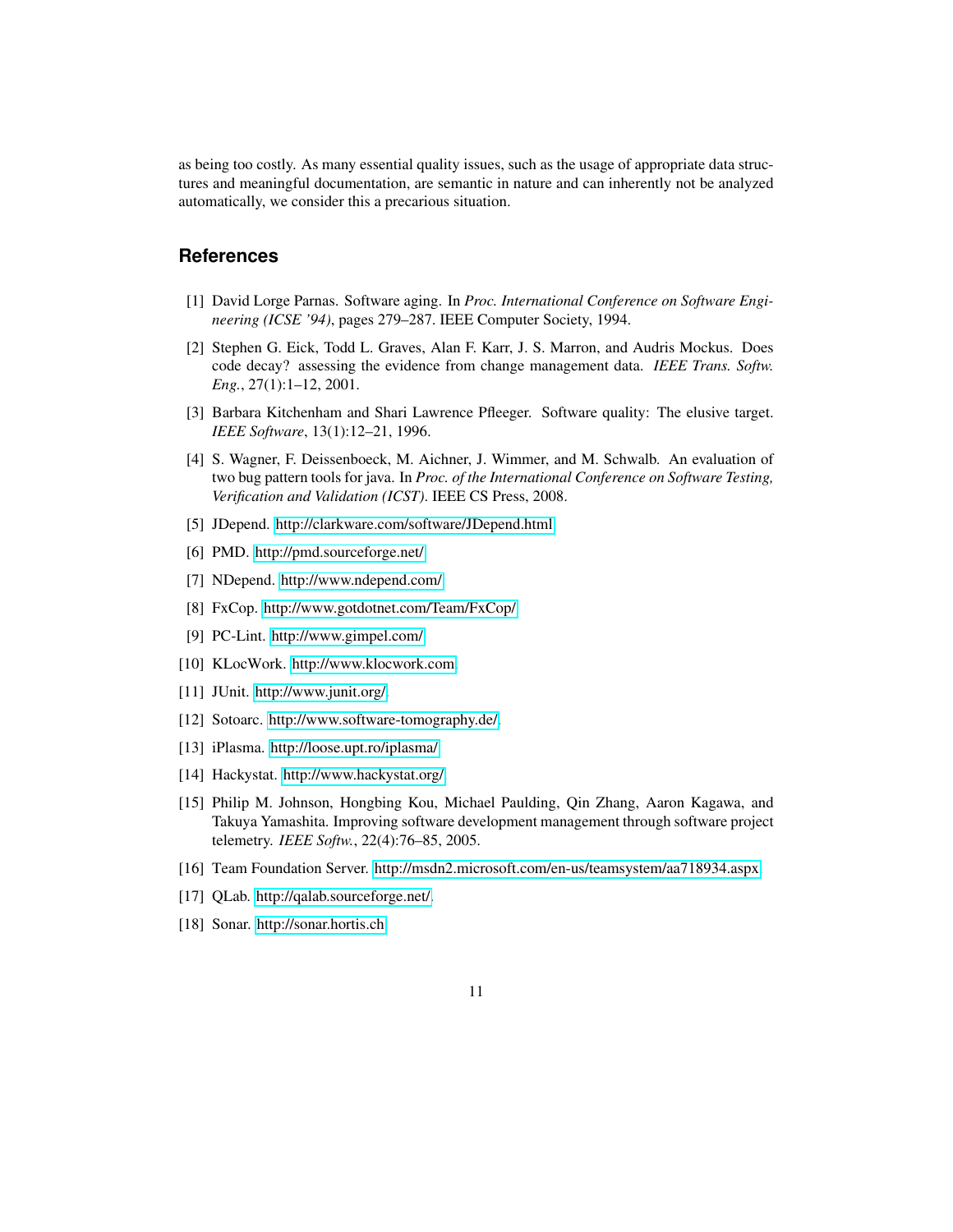as being too costly. As many essential quality issues, such as the usage of appropriate data structures and meaningful documentation, are semantic in nature and can inherently not be analyzed automatically, we consider this a precarious situation.

## References

[1] David Lorge Parnas. Software aging. In *Proc. International Conference on Software Engineering (ICSE '94)*, pages 279–287. IEEE Computer Society, 1994.

[2] Stephen G. Eick, Todd L. Graves, Alan F. Karr, J. S. Marron, and Audris Mockus. Does code decay? assessing the evidence from change management data. *IEEE Trans. Softw. Eng.*, 27(1):1–12, 2001.

[3] Barbara Kitchenham and Shari Lawrence Pfleeger. Software quality: The elusive target. *IEEE Software*, 13(1):12–21, 1996.

[4] S. Wagner, F. Deissenboeck, M. Aichner, J. Wimmer, and M. Schwalb. An evaluation of two bug pattern tools for java. In *Proc. of the International Conference on Software Testing, Verification and Validation (ICST)*. IEEE CS Press, 2008.

[5] JDepend. http://clarkware.com/software/JDepend.html

[6] PMD. http://pmd.sourceforge.net/

[7] NDepend. http://www.ndepend.com/

[8] FxCop. http://www.gotdotnet.com/Team/FxCop/

[9] PC-Lint. http://www.gimpel.com/

[10] KLocWork. http://www.klocwork.com

[11] JUnit. http://www.junit.org/.

[12] Sotoarc. http://www.software-tomography.de/.

[13] iPlasma. http://loose.upt.ro/iplasma/

[14] Hackystat. http://www.hackystat.org/

[15] Philip M. Johnson, Hongbing Kou, Michael Paulding, Qin Zhang, Aaron Kagawa, and Takuya Yamashita. Improving software development management through software project telemetry. *IEEE Softw.*, 22(4):76–85, 2005.

[16] Team Foundation Server. http://msdn2.microsoft.com/en-us/teamsystem/aa718934.aspx

[17] QLab. http://qalab.sourceforge.net/.

[18] Sonar. http://sonar.hortis.ch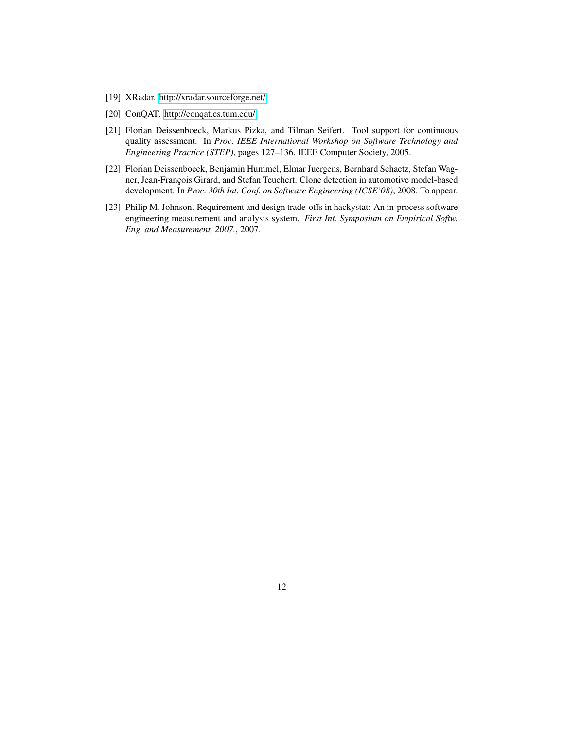[19] XRadar. http://xradar.sourceforge.net/

[20] ConQAT. http://conqat.cs.tum.edu/

[21] Florian Deissenboeck, Markus Pizka, and Tilman Seifert. Tool support for continuous quality assessment. In *Proc. IEEE International Workshop on Software Technology and Engineering Practice (STEP)*, pages 127–136. IEEE Computer Society, 2005.

[22] Florian Deissenboeck, Benjamin Hummel, Elmar Juergens, Bernhard Schaetz, Stefan Wagner, Jean-François Girard, and Stefan Teuchert. Clone detection in automotive model-based development. In *Proc. 30th Int. Conf. on Software Engineering (ICSE'08)*, 2008. To appear.

[23] Philip M. Johnson. Requirement and design trade-offs in hackystat: An in-process software engineering measurement and analysis system. *First Int. Symposium on Empirical Softw. Eng. and Measurement, 2007.*, 2007.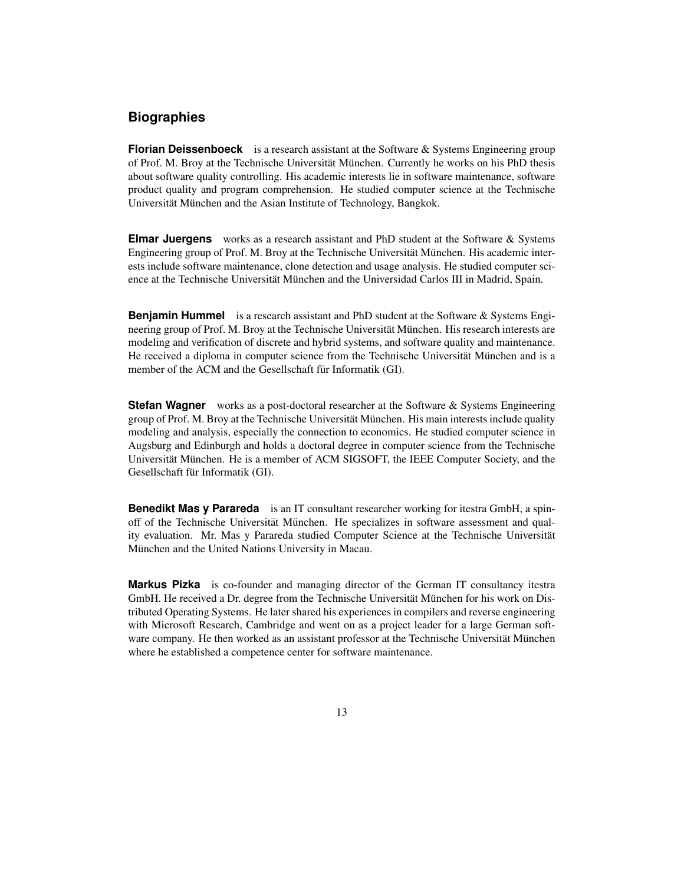## Biographies

**Florian Deissenboeck** is a research assistant at the Software & Systems Engineering group of Prof. M. Broy at the Technische Universität München. Currently he works on his PhD thesis about software quality controlling. His academic interests lie in software maintenance, software product quality and program comprehension. He studied computer science at the Technische Universität München and the Asian Institute of Technology, Bangkok.

**Elmar Juergens** works as a research assistant and PhD student at the Software & Systems Engineering group of Prof. M. Broy at the Technische Universität München. His academic interests include software maintenance, clone detection and usage analysis. He studied computer science at the Technische Universität München and the Universidad Carlos III in Madrid, Spain.

**Benjamin Hummel** is a research assistant and PhD student at the Software & Systems Engineering group of Prof. M. Broy at the Technische Universität München. His research interests are modeling and verification of discrete and hybrid systems, and software quality and maintenance. He received a diploma in computer science from the Technische Universität München and is a member of the ACM and the Gesellschaft für Informatik (GI).

**Stefan Wagner** works as a post-doctoral researcher at the Software & Systems Engineering group of Prof. M. Broy at the Technische Universität München. His main interests include quality modeling and analysis, especially the connection to economics. He studied computer science in Augsburg and Edinburgh and holds a doctoral degree in computer science from the Technische Universität München. He is a member of ACM SIGSOFT, the IEEE Computer Society, and the Gesellschaft für Informatik (GI).

**Benedikt Mas y Parareda** is an IT consultant researcher working for itestra GmbH, a spin-off of the Technische Universität München. He specializes in software assessment and quality evaluation. Mr. Mas y Parareda studied Computer Science at the Technische Universität München and the United Nations University in Macau.

**Markus Pizka** is co-founder and managing director of the German IT consultancy itestra GmbH. He received a Dr. degree from the Technische Universität München for his work on Distributed Operating Systems. He later shared his experiences in compilers and reverse engineering with Microsoft Research, Cambridge and went on as a project leader for a large German software company. He then worked as an assistant professor at the Technische Universität München where he established a competence center for software maintenance.